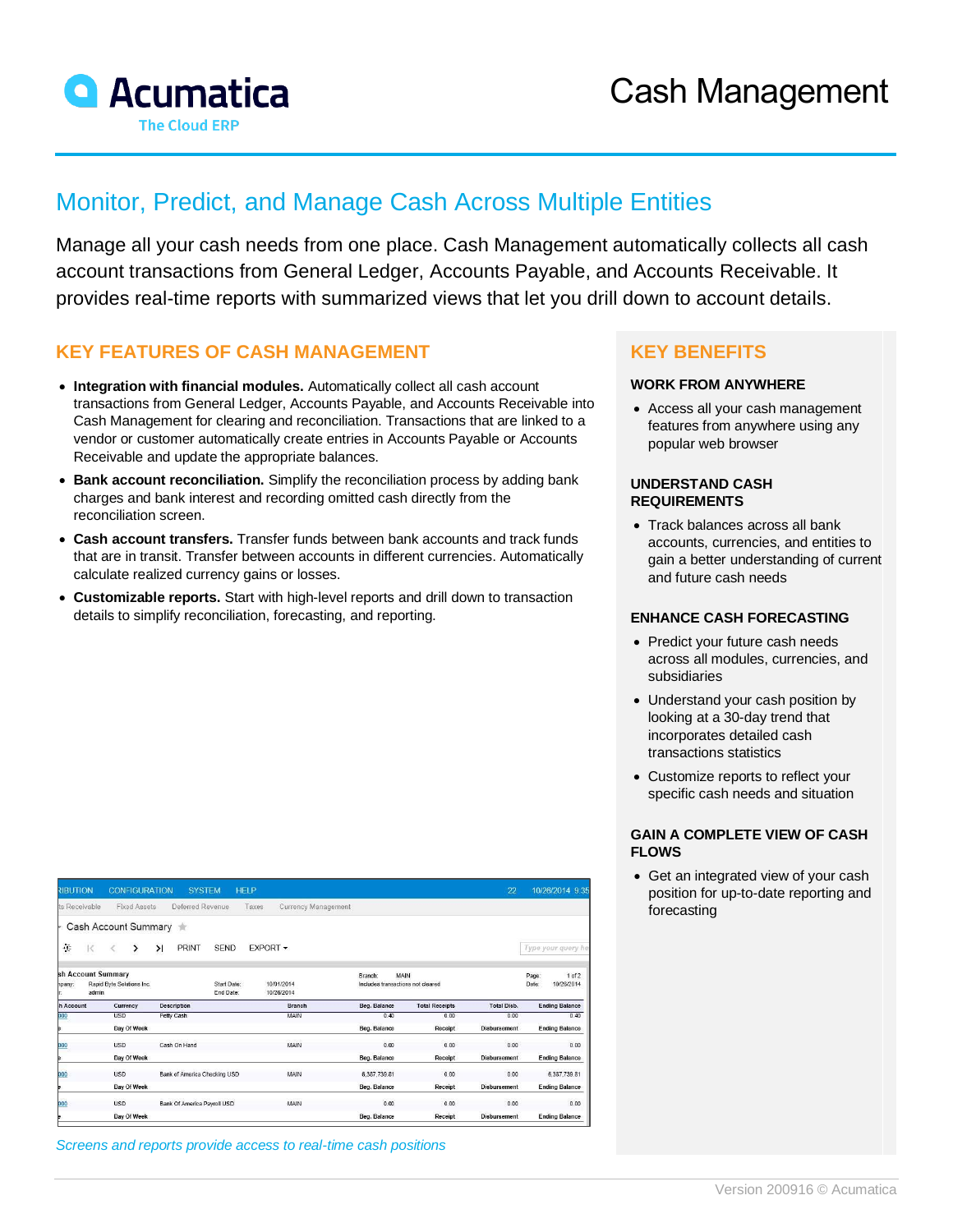# Cash Management

## Monitor, Predict, and Manage Cash Across Multiple Entities

Manage all your cash needs from one place. Cash Management automatically collects all cash account transactions from General Ledger, Accounts Payable, and Accounts Receivable. It provides real-time reports with summarized views that let you drill down to account details.

### KEY FEATURES OF CASH MANAGEMENT

- **Integration with financial modules.** Automatically collect all cash account transactions from General Ledger, Accounts Payable, and Accounts Receivable into Cash Management for clearing and reconciliation. Transactions that are linked to a vendor or customer automatically create entries in Accounts Payable or Accounts Receivable and update the appropriate balances.
- **Bank account reconciliation.** Simplify the reconciliation process by adding bank charges and bank interest and recording omitted cash directly from the reconciliation screen.
- **Cash account transfers.** Transfer funds between bank accounts and track funds that are in transit. Transfer between accounts in different currencies. Automatically calculate realized currency gains or losses.
- **Customizable reports.** Start with high-level reports and drill down to transaction details to simplify reconciliation, forecasting, and reporting.

*Screens and reports provide access to real-time cash positions*

### KEY BENEFITS

#### WORK FROM ANYWHERE

- Access all your cash management features from anywhere using any popular web browser

#### UNDERSTAND CASH REQUIREMENTS

- Track balances across all bank accounts, currencies, and entities to gain a better understanding of current and future cash needs

#### ENHANCE CASH FORECASTING

- Predict your future cash needs across all modules, currencies, and subsidiaries
- Understand your cash position by looking at a 30-day trend that incorporates detailed cash transactions statistics
- Customize reports to reflect your specific cash needs and situation

#### GAIN A COMPLETE VIEW OF CASH FLOWS

- Get an integrated view of your cash position for up-to-date reporting and forecasting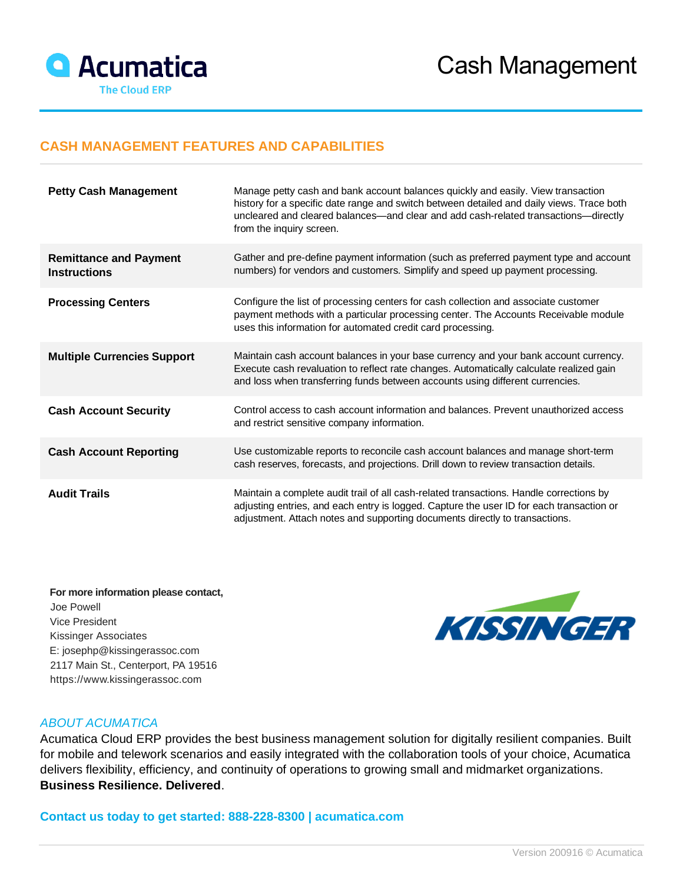## CASH MANAGEMENT FEATURES AND CAPABILITIES

| | |
|---|---|
| **Petty Cash Management** | Manage petty cash and bank account balances quickly and easily. View transaction history for a specific date range and switch between detailed and daily views. Trace both uncleared and cleared balances—and clear and add cash-related transactions—directly from the inquiry screen. |
| **Remittance and Payment Instructions** | Gather and pre-define payment information (such as preferred payment type and account numbers) for vendors and customers. Simplify and speed up payment processing. |
| **Processing Centers** | Configure the list of processing centers for cash collection and associate customer payment methods with a particular processing center. The Accounts Receivable module uses this information for automated credit card processing. |
| **Multiple Currencies Support** | Maintain cash account balances in your base currency and your bank account currency. Execute cash revaluation to reflect rate changes. Automatically calculate realized gain and loss when transferring funds between accounts using different currencies. |
| **Cash Account Security** | Control access to cash account information and balances. Prevent unauthorized access and restrict sensitive company information. |
| **Cash Account Reporting** | Use customizable reports to reconcile cash account balances and manage short-term cash reserves, forecasts, and projections. Drill down to review transaction details. |
| **Audit Trails** | Maintain a complete audit trail of all cash-related transactions. Handle corrections by adjusting entries, and each entry is logged. Capture the user ID for each transaction or adjustment. Attach notes and supporting documents directly to transactions. |

**For more information please contact,**
Joe Powell
Vice President
Kissinger Associates
E: josephp@kissingerassoc.com
2117 Main St., Centerport, PA 19516
https://www.kissingerassoc.com

KISSINGER

*ABOUT ACUMATICA*

Acumatica Cloud ERP provides the best business management solution for digitally resilient companies. Built for mobile and telework scenarios and easily integrated with the collaboration tools of your choice, Acumatica delivers flexibility, efficiency, and continuity of operations to growing small and midmarket organizations. **Business Resilience. Delivered**.

**Contact us today to get started: 888-228-8300 | acumatica.com**

Version 200916 © Acumatica